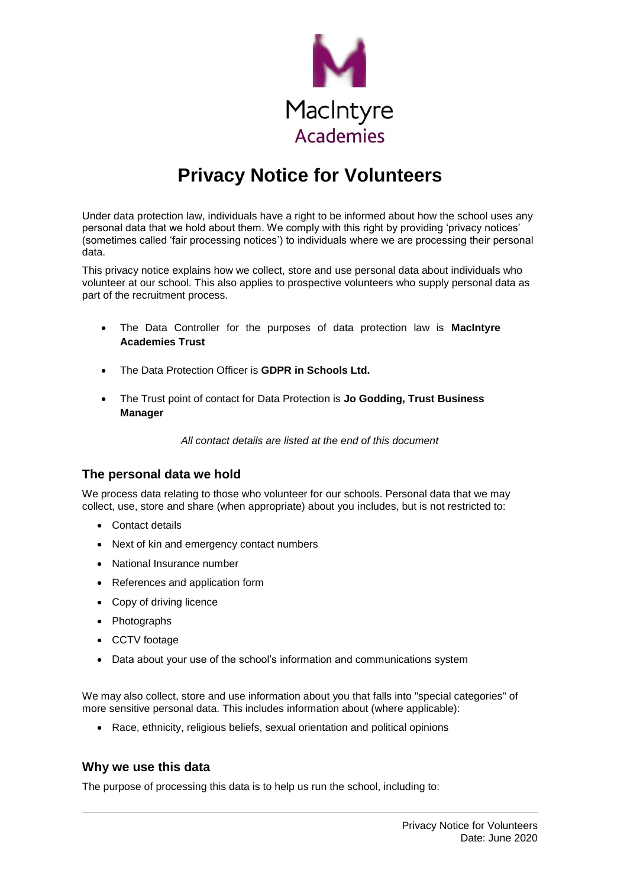MacIntyre
Academies

# Privacy Notice for Volunteers

Under data protection law, individuals have a right to be informed about how the school uses any personal data that we hold about them. We comply with this right by providing 'privacy notices' (sometimes called 'fair processing notices') to individuals where we are processing their personal data.

This privacy notice explains how we collect, store and use personal data about individuals who volunteer at our school. This also applies to prospective volunteers who supply personal data as part of the recruitment process.

- The Data Controller for the purposes of data protection law is **MacIntyre Academies Trust**
- The Data Protection Officer is **GDPR in Schools Ltd.**
- The Trust point of contact for Data Protection is **Jo Godding, Trust Business Manager**

*All contact details are listed at the end of this document*

## The personal data we hold

We process data relating to those who volunteer for our schools. Personal data that we may collect, use, store and share (when appropriate) about you includes, but is not restricted to:

- Contact details
- Next of kin and emergency contact numbers
- National Insurance number
- References and application form
- Copy of driving licence
- Photographs
- CCTV footage
- Data about your use of the school's information and communications system

We may also collect, store and use information about you that falls into "special categories" of more sensitive personal data. This includes information about (where applicable):

- Race, ethnicity, religious beliefs, sexual orientation and political opinions

## Why we use this data

The purpose of processing this data is to help us run the school, including to: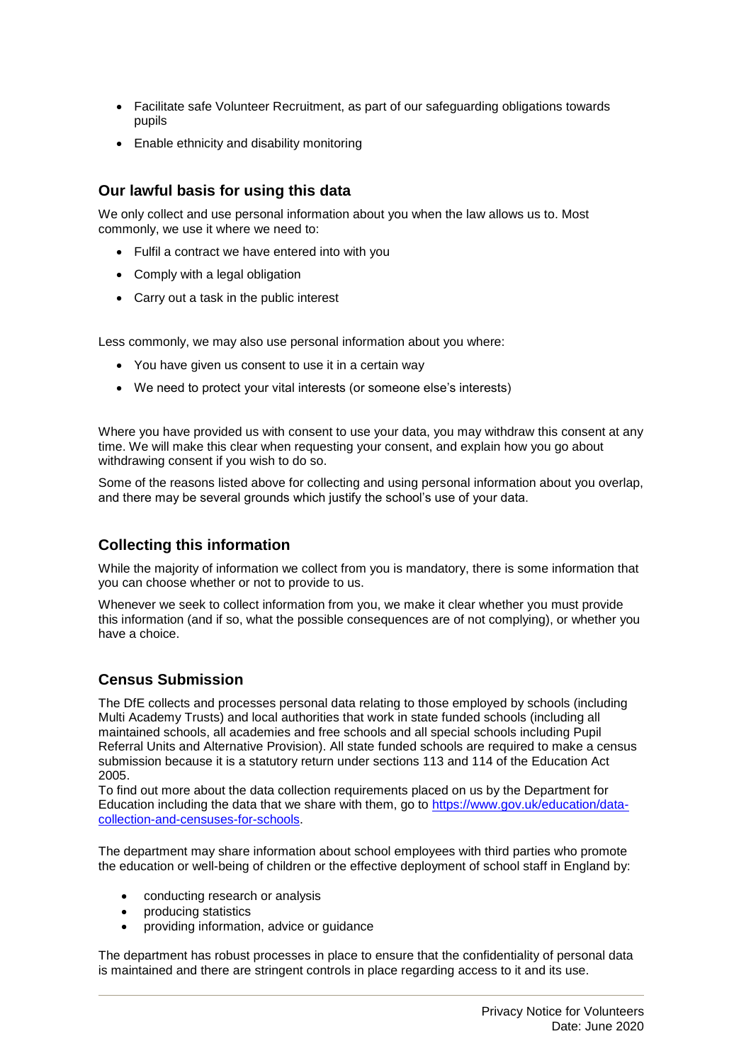- Facilitate safe Volunteer Recruitment, as part of our safeguarding obligations towards pupils
- Enable ethnicity and disability monitoring

## Our lawful basis for using this data

We only collect and use personal information about you when the law allows us to. Most commonly, we use it where we need to:

- Fulfil a contract we have entered into with you
- Comply with a legal obligation
- Carry out a task in the public interest

Less commonly, we may also use personal information about you where:

- You have given us consent to use it in a certain way
- We need to protect your vital interests (or someone else's interests)

Where you have provided us with consent to use your data, you may withdraw this consent at any time. We will make this clear when requesting your consent, and explain how you go about withdrawing consent if you wish to do so.

Some of the reasons listed above for collecting and using personal information about you overlap, and there may be several grounds which justify the school's use of your data.

## Collecting this information

While the majority of information we collect from you is mandatory, there is some information that you can choose whether or not to provide to us.

Whenever we seek to collect information from you, we make it clear whether you must provide this information (and if so, what the possible consequences are of not complying), or whether you have a choice.

## Census Submission

The DfE collects and processes personal data relating to those employed by schools (including Multi Academy Trusts) and local authorities that work in state funded schools (including all maintained schools, all academies and free schools and all special schools including Pupil Referral Units and Alternative Provision). All state funded schools are required to make a census submission because it is a statutory return under sections 113 and 114 of the Education Act 2005.
To find out more about the data collection requirements placed on us by the Department for Education including the data that we share with them, go to [https://www.gov.uk/education/data-collection-and-censuses-for-schools](https://www.gov.uk/education/data-collection-and-censuses-for-schools).

The department may share information about school employees with third parties who promote the education or well-being of children or the effective deployment of school staff in England by:

- conducting research or analysis
- producing statistics
- providing information, advice or guidance

The department has robust processes in place to ensure that the confidentiality of personal data is maintained and there are stringent controls in place regarding access to it and its use.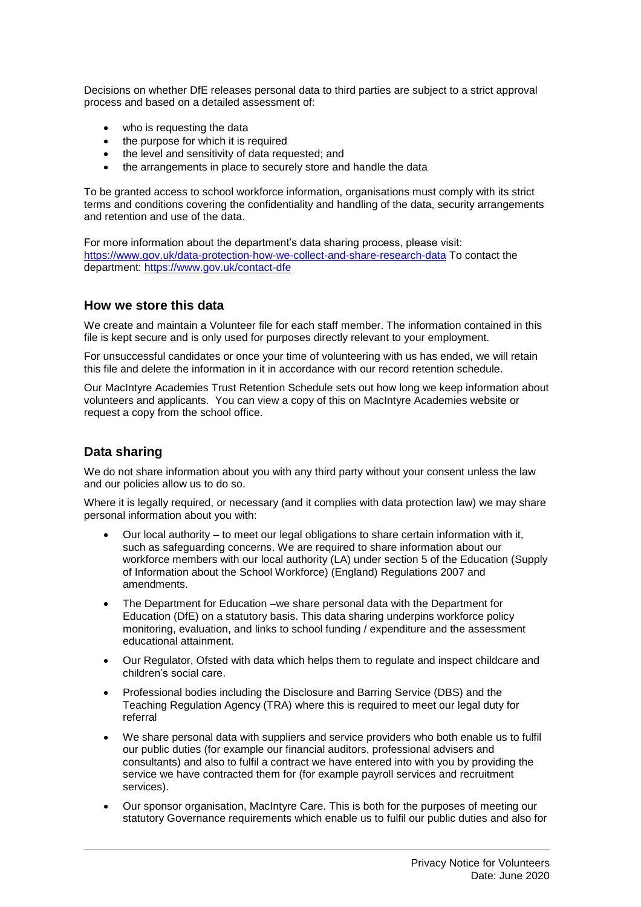Decisions on whether DfE releases personal data to third parties are subject to a strict approval process and based on a detailed assessment of:

- who is requesting the data
- the purpose for which it is required
- the level and sensitivity of data requested; and
- the arrangements in place to securely store and handle the data

To be granted access to school workforce information, organisations must comply with its strict terms and conditions covering the confidentiality and handling of the data, security arrangements and retention and use of the data.

For more information about the department's data sharing process, please visit: https://www.gov.uk/data-protection-how-we-collect-and-share-research-data To contact the department: https://www.gov.uk/contact-dfe

## How we store this data

We create and maintain a Volunteer file for each staff member. The information contained in this file is kept secure and is only used for purposes directly relevant to your employment.

For unsuccessful candidates or once your time of volunteering with us has ended, we will retain this file and delete the information in it in accordance with our record retention schedule.

Our MacIntyre Academies Trust Retention Schedule sets out how long we keep information about volunteers and applicants. You can view a copy of this on MacIntyre Academies website or request a copy from the school office.

## Data sharing

We do not share information about you with any third party without your consent unless the law and our policies allow us to do so.

Where it is legally required, or necessary (and it complies with data protection law) we may share personal information about you with:

- Our local authority – to meet our legal obligations to share certain information with it, such as safeguarding concerns. We are required to share information about our workforce members with our local authority (LA) under section 5 of the Education (Supply of Information about the School Workforce) (England) Regulations 2007 and amendments.
- The Department for Education –we share personal data with the Department for Education (DfE) on a statutory basis. This data sharing underpins workforce policy monitoring, evaluation, and links to school funding / expenditure and the assessment educational attainment.
- Our Regulator, Ofsted with data which helps them to regulate and inspect childcare and children's social care.
- Professional bodies including the Disclosure and Barring Service (DBS) and the Teaching Regulation Agency (TRA) where this is required to meet our legal duty for referral
- We share personal data with suppliers and service providers who both enable us to fulfil our public duties (for example our financial auditors, professional advisers and consultants) and also to fulfil a contract we have entered into with you by providing the service we have contracted them for (for example payroll services and recruitment services).
- Our sponsor organisation, MacIntyre Care. This is both for the purposes of meeting our statutory Governance requirements which enable us to fulfil our public duties and also for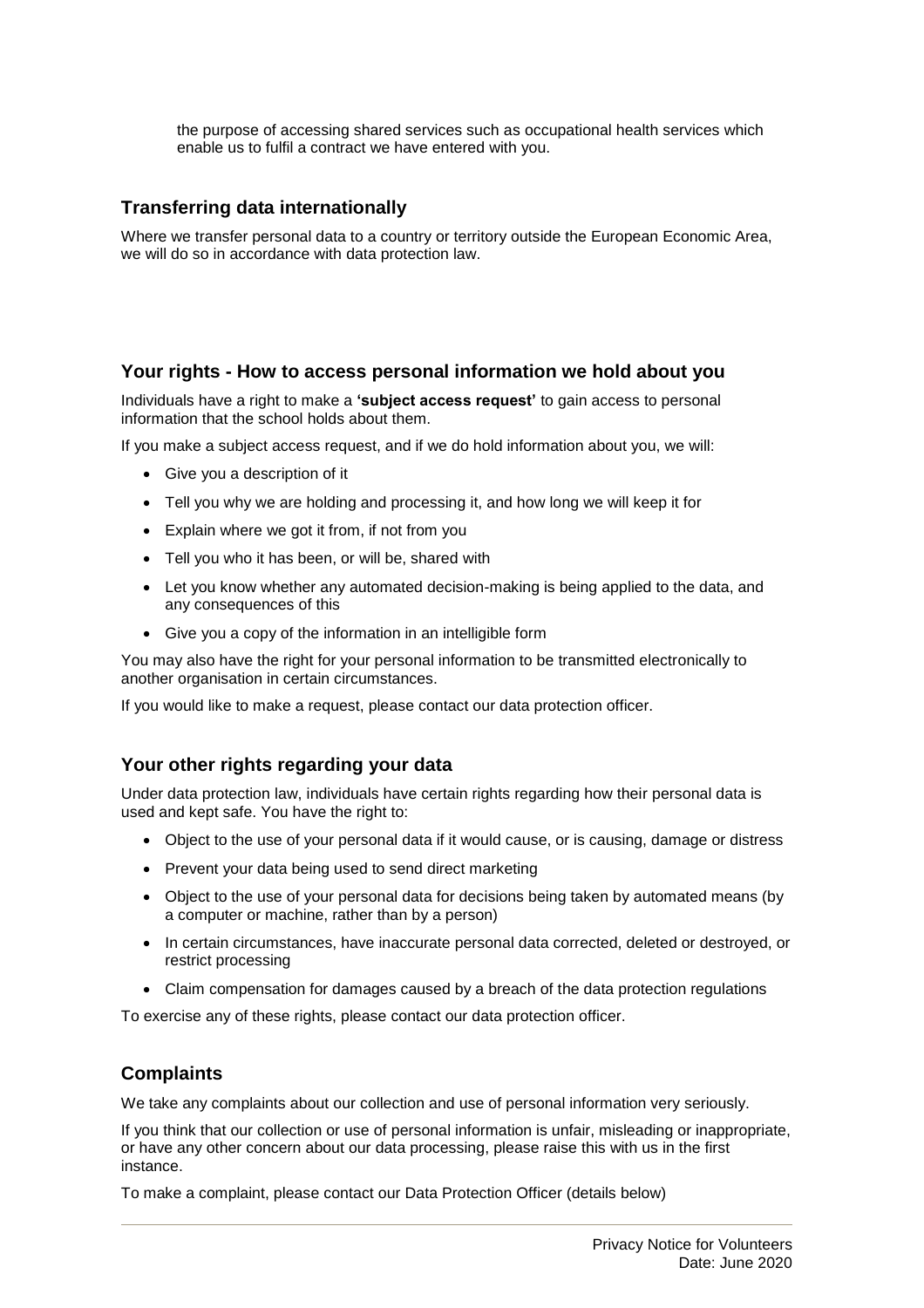the purpose of accessing shared services such as occupational health services which enable us to fulfil a contract we have entered with you.

## Transferring data internationally

Where we transfer personal data to a country or territory outside the European Economic Area, we will do so in accordance with data protection law.

## Your rights - How to access personal information we hold about you

Individuals have a right to make a **'subject access request'** to gain access to personal information that the school holds about them.

If you make a subject access request, and if we do hold information about you, we will:

- Give you a description of it
- Tell you why we are holding and processing it, and how long we will keep it for
- Explain where we got it from, if not from you
- Tell you who it has been, or will be, shared with
- Let you know whether any automated decision-making is being applied to the data, and any consequences of this
- Give you a copy of the information in an intelligible form

You may also have the right for your personal information to be transmitted electronically to another organisation in certain circumstances.

If you would like to make a request, please contact our data protection officer.

## Your other rights regarding your data

Under data protection law, individuals have certain rights regarding how their personal data is used and kept safe. You have the right to:

- Object to the use of your personal data if it would cause, or is causing, damage or distress
- Prevent your data being used to send direct marketing
- Object to the use of your personal data for decisions being taken by automated means (by a computer or machine, rather than by a person)
- In certain circumstances, have inaccurate personal data corrected, deleted or destroyed, or restrict processing
- Claim compensation for damages caused by a breach of the data protection regulations

To exercise any of these rights, please contact our data protection officer.

## Complaints

We take any complaints about our collection and use of personal information very seriously.

If you think that our collection or use of personal information is unfair, misleading or inappropriate, or have any other concern about our data processing, please raise this with us in the first instance.

To make a complaint, please contact our Data Protection Officer (details below)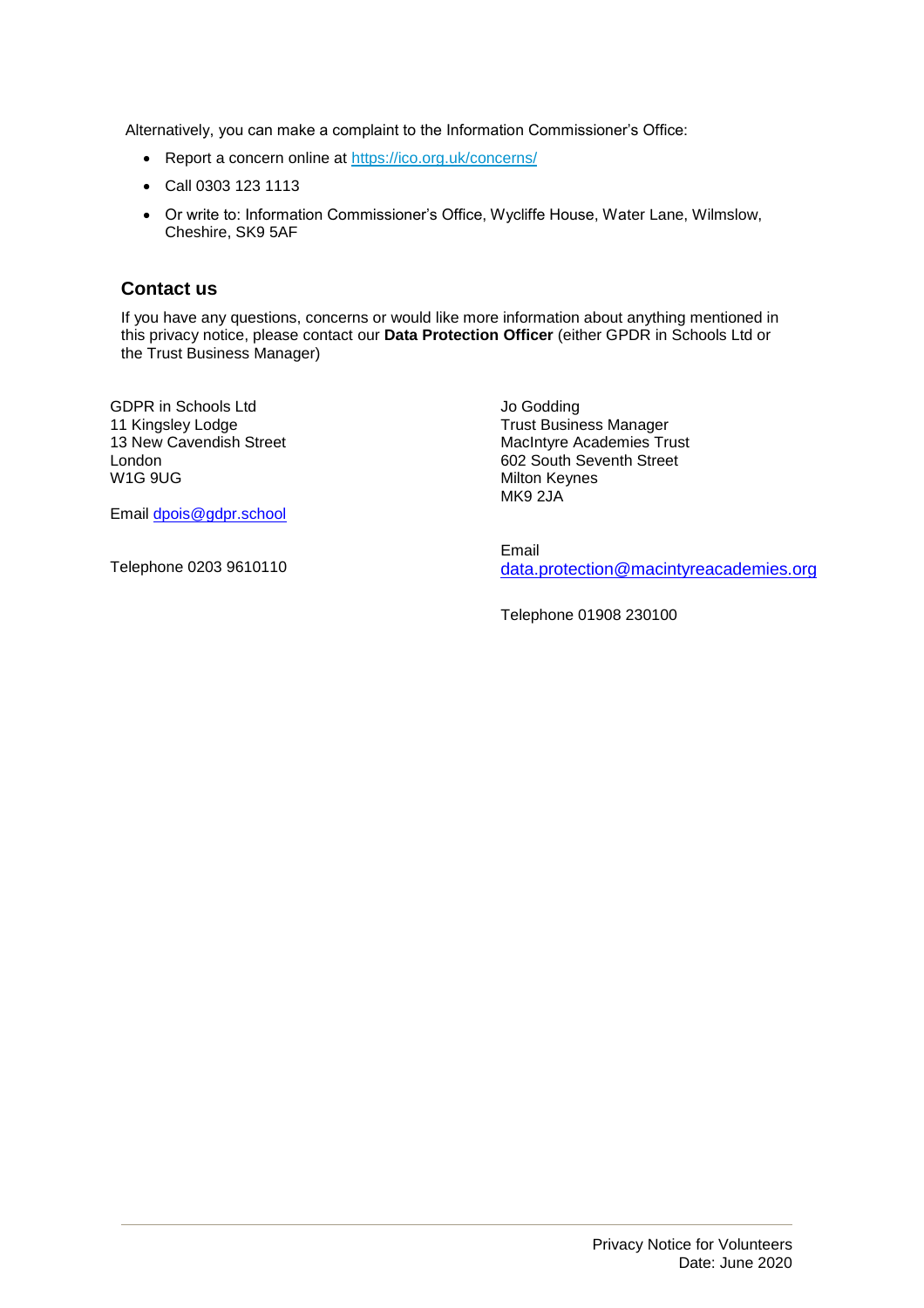Alternatively, you can make a complaint to the Information Commissioner's Office:

- Report a concern online at https://ico.org.uk/concerns/
- Call 0303 123 1113
- Or write to: Information Commissioner's Office, Wycliffe House, Water Lane, Wilmslow, Cheshire, SK9 5AF

## Contact us

If you have any questions, concerns or would like more information about anything mentioned in this privacy notice, please contact our **Data Protection Officer** (either GPDR in Schools Ltd or the Trust Business Manager)

GDPR in Schools Ltd
11 Kingsley Lodge
13 New Cavendish Street
London
W1G 9UG

Email dpois@gdpr.school

Telephone 0203 9610110

Jo Godding
Trust Business Manager
MacIntyre Academies Trust
602 South Seventh Street
Milton Keynes
MK9 2JA

Email
data.protection@macintyreacademies.org

Telephone 01908 230100